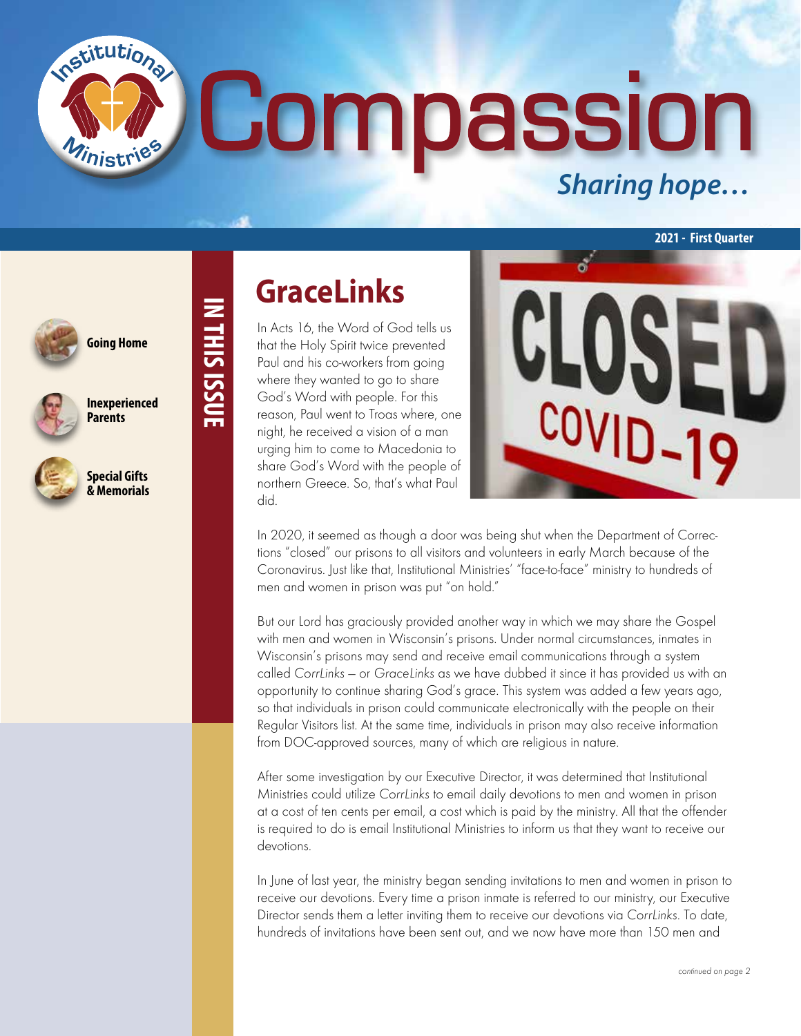# Compassion

*Sharing hope…*

**2021 - First Quarter**

**IN THIS ISSUE**

- **Going Home**
- **Inexperienced Parents**
- **Special Gifts & Memorials**

## GraceLinks

In Acts 16, the Word of God tells us that the Holy Spirit twice prevented Paul and his co-workers from going where they wanted to go to share God's Word with people. For this reason, Paul went to Troas where, one night, he received a vision of a man urging him to come to Macedonia to share God's Word with the people of northern Greece. So, that's what Paul did.

In 2020, it seemed as though a door was being shut when the Department of Corrections "closed" our prisons to all visitors and volunteers in early March because of the Coronavirus. Just like that, Institutional Ministries' "face-to-face" ministry to hundreds of men and women in prison was put "on hold."

But our Lord has graciously provided another way in which we may share the Gospel with men and women in Wisconsin's prisons. Under normal circumstances, inmates in Wisconsin's prisons may send and receive email communications through a system called *CorrLinks* – or *GraceLinks* as we have dubbed it since it has provided us with an opportunity to continue sharing God's grace. This system was added a few years ago, so that individuals in prison could communicate electronically with the people on their Regular Visitors list. At the same time, individuals in prison may also receive information from DOC-approved sources, many of which are religious in nature.

After some investigation by our Executive Director, it was determined that Institutional Ministries could utilize *CorrLinks* to email daily devotions to men and women in prison at a cost of ten cents per email, a cost which is paid by the ministry. All that the offender is required to do is email Institutional Ministries to inform us that they want to receive our devotions.

In June of last year, the ministry began sending invitations to men and women in prison to receive our devotions. Every time a prison inmate is referred to our ministry, our Executive Director sends them a letter inviting them to receive our devotions via *CorrLinks*. To date, hundreds of invitations have been sent out, and we now have more than 150 men and

*continued on page 2*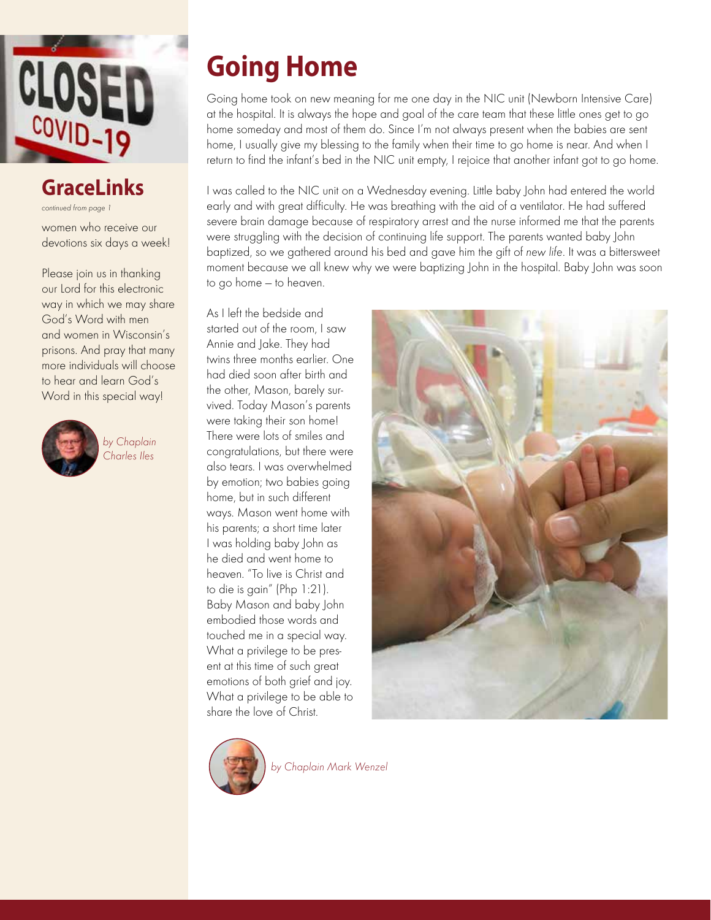## GraceLinks

*continued from page 1*

women who receive our devotions six days a week!

Please join us in thanking our Lord for this electronic way in which we may share God's Word with men and women in Wisconsin's prisons. And pray that many more individuals will choose to hear and learn God's Word in this special way!

*by Chaplain Charles Iles*

# Going Home

Going home took on new meaning for me one day in the NIC unit (Newborn Intensive Care) at the hospital. It is always the hope and goal of the care team that these little ones get to go home someday and most of them do. Since I'm not always present when the babies are sent home, I usually give my blessing to the family when their time to go home is near. And when I return to find the infant's bed in the NIC unit empty, I rejoice that another infant got to go home.

I was called to the NIC unit on a Wednesday evening. Little baby John had entered the world early and with great difficulty. He was breathing with the aid of a ventilator. He had suffered severe brain damage because of respiratory arrest and the nurse informed me that the parents were struggling with the decision of continuing life support. The parents wanted baby John baptized, so we gathered around his bed and gave him the gift of *new life*. It was a bittersweet moment because we all knew why we were baptizing John in the hospital. Baby John was soon to go home – to heaven.

As I left the bedside and started out of the room, I saw Annie and Jake. They had twins three months earlier. One had died soon after birth and the other, Mason, barely survived. Today Mason's parents were taking their son home! There were lots of smiles and congratulations, but there were also tears. I was overwhelmed by emotion; two babies going home, but in such different ways. Mason went home with his parents; a short time later I was holding baby John as he died and went home to heaven. "To live is Christ and to die is gain" (Php 1:21). Baby Mason and baby John embodied those words and touched me in a special way. What a privilege to be present at this time of such great emotions of both grief and joy. What a privilege to be able to share the love of Christ.

*by Chaplain Mark Wenzel*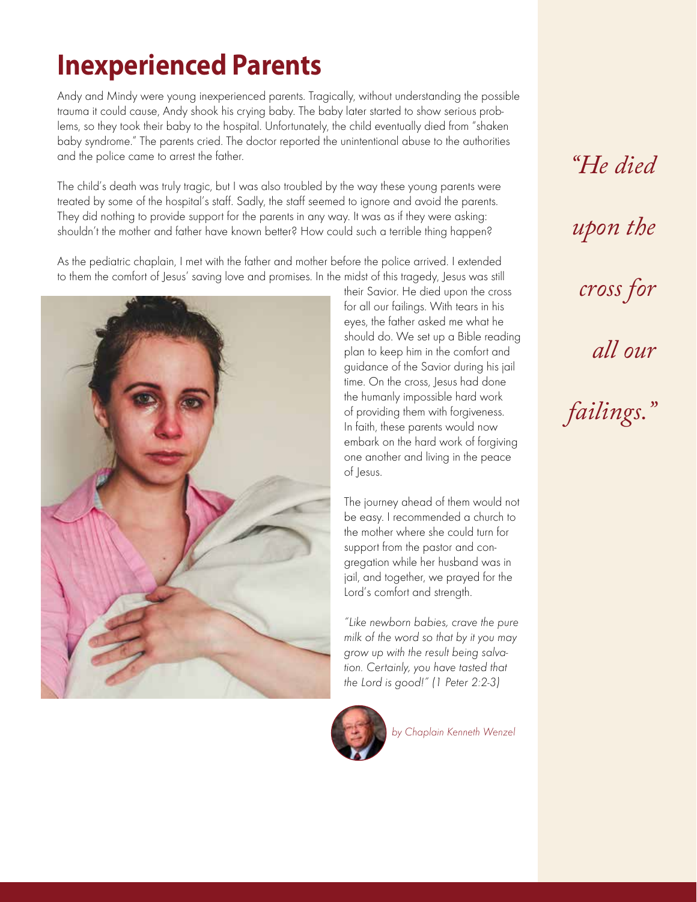# Inexperienced Parents

Andy and Mindy were young inexperienced parents. Tragically, without understanding the possible trauma it could cause, Andy shook his crying baby. The baby later started to show serious problems, so they took their baby to the hospital. Unfortunately, the child eventually died from "shaken baby syndrome." The parents cried. The doctor reported the unintentional abuse to the authorities and the police came to arrest the father.

The child's death was truly tragic, but I was also troubled by the way these young parents were treated by some of the hospital's staff. Sadly, the staff seemed to ignore and avoid the parents. They did nothing to provide support for the parents in any way. It was as if they were asking: shouldn't the mother and father have known better? How could such a terrible thing happen?

As the pediatric chaplain, I met with the father and mother before the police arrived. I extended to them the comfort of Jesus' saving love and promises. In the midst of this tragedy, Jesus was still their Savior. He died upon the cross for all our failings. With tears in his eyes, the father asked me what he should do. We set up a Bible reading plan to keep him in the comfort and guidance of the Savior during his jail time. On the cross, Jesus had done the humanly impossible hard work of providing them with forgiveness. In faith, these parents would now embark on the hard work of forgiving one another and living in the peace of Jesus.

*"He died upon the cross for all our failings."*

The journey ahead of them would not be easy. I recommended a church to the mother where she could turn for support from the pastor and congregation while her husband was in jail, and together, we prayed for the Lord's comfort and strength.

*"Like newborn babies, crave the pure milk of the word so that by it you may grow up with the result being salvation. Certainly, you have tasted that the Lord is good!" (1 Peter 2:2-3)*

*by Chaplain Kenneth Wenzel*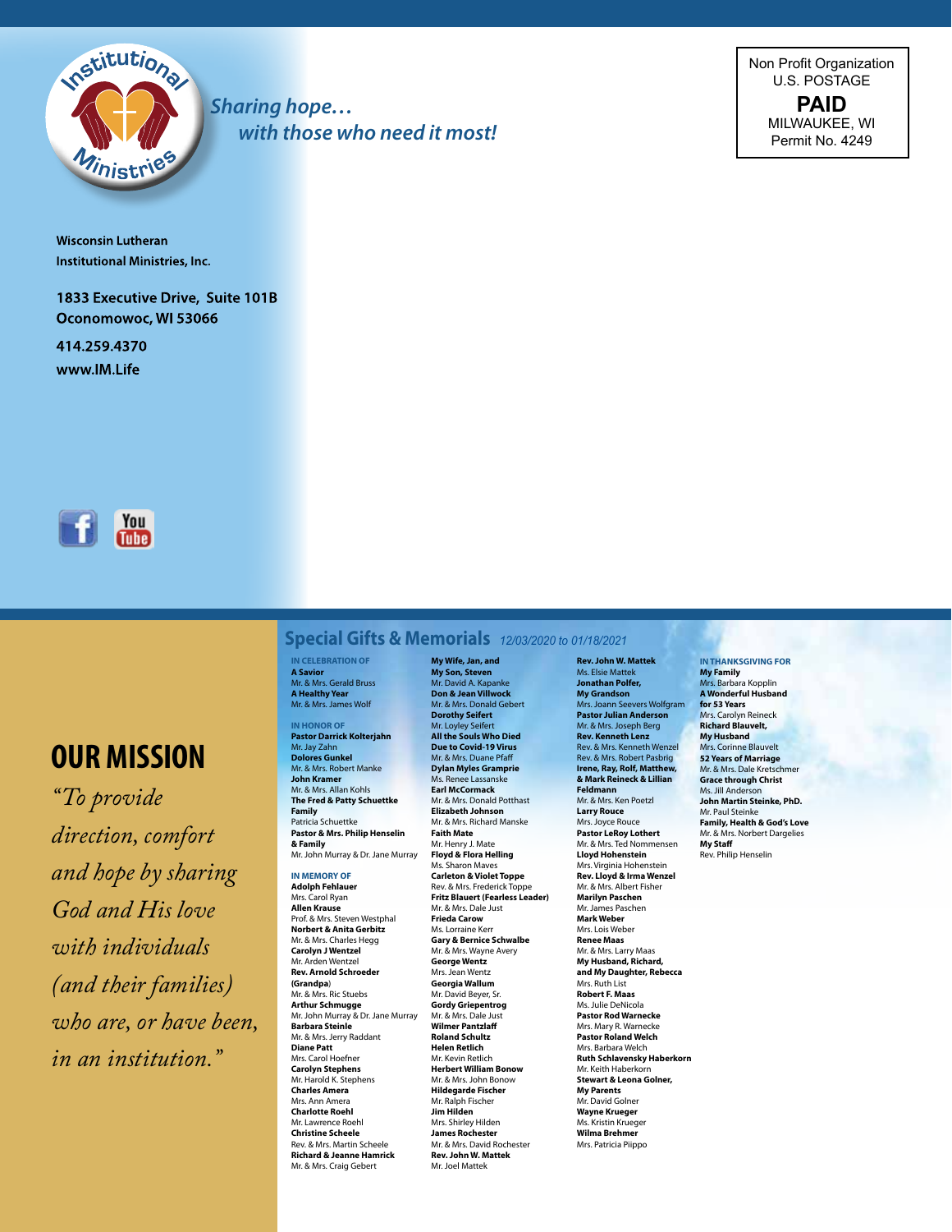Institutional Ministries

*Sharing hope…*
*with those who need it most!*

Non Profit Organization
U.S. POSTAGE
**PAID**
MILWAUKEE, WI
Permit No. 4249

**Wisconsin Lutheran**
**Institutional Ministries, Inc.**

**1833 Executive Drive, Suite 101B**
**Oconomowoc, WI 53066**

**414.259.4370**
**www.IM.Life**

# OUR MISSION

*"To provide direction, comfort and hope by sharing God and His love with individuals (and their families) who are, or have been, in an institution."*

## Special Gifts & Memorials *12/03/2020 to 01/18/2021*

### IN CELEBRATION OF

**A Savior**
Mr. & Mrs. Gerald Bruss
**A Healthy Year**
Mr. & Mrs. James Wolf

### IN HONOR OF

**Pastor Darrick Kolterjahn**
Mr. Jay Zahn
**Dolores Gunkel**
Mr. & Mrs. Robert Manke
**John Kramer**
Mr. & Mrs. Allan Kohls
**The Fred & Patty Schuettke Family**
Patricia Schuettke
**Pastor & Mrs. Philip Henselin & Family**
Mr. John Murray & Dr. Jane Murray

### IN MEMORY OF

**Adolph Fehlauer**
Mrs. Carol Ryan
**Allen Krause**
Prof. & Mrs. Steven Westphal
**Norbert & Anita Gerbitz**
Mr. & Mrs. Charles Hegg
**Carolyn J Wentzel**
Mr. Arden Wentzel
**Rev. Arnold Schroeder (Grandpa)**
Mr. & Mrs. Ric Stuebs
**Arthur Schmugge**
Mr. John Murray & Dr. Jane Murray
**Barbara Steinle**
Mr. & Mrs. Jerry Raddant
**Diane Patt**
Mrs. Carol Hoefner
**Carolyn Stephens**
Mr. Harold K. Stephens
**Charles Amera**
Mrs. Ann Amera
**Charlotte Roehl**
Mr. Lawrence Roehl
**Christine Scheele**
Rev. & Mrs. Martin Scheele
**Richard & Jeanne Hamrick**
Mr. & Mrs. Craig Gebert
**My Wife, Jan, and My Son, Steven**
Mr. David A. Kapanke
**Don & Jean Villwock**
Mr. & Mrs. Donald Gebert
**Dorothy Seifert**
Mr. Loyley Seifert
**All the Souls Who Died Due to Covid-19 Virus**
Mr. & Mrs. Duane Pfaff
**Dylan Myles Gramprie**
Ms. Renee Lassanske
**Earl McCormack**
Mr. & Mrs. Donald Potthast
**Elizabeth Johnson**
Mr. & Mrs. Richard Manske
**Faith Mate**
Mr. Henry J. Mate
**Floyd & Flora Helling**
Ms. Sharon Maves
**Carleton & Violet Toppe**
Rev. & Mrs. Frederick Toppe
**Fritz Blauert (Fearless Leader)**
Mr. & Mrs. Dale Just
**Frieda Carow**
Ms. Lorraine Kerr
**Gary & Bernice Schwalbe**
Mr. & Mrs. Wayne Avery
**George Wentz**
Mrs. Jean Wentz
**Georgia Wallum**
Mr. David Beyer, Sr.
**Gordy Griepentrog**
Mr. & Mrs. Dale Just
**Wilmer Pantzlaff**
Mr. & Mrs. Dale Just
**Roland Schultz**
**Helen Retlich**
Mr. Kevin Retlich
**Herbert William Bonow**
Mr. & Mrs. John Bonow
**Hildegarde Fischer**
Mr. Ralph Fischer
**Jim Hilden**
Mrs. Shirley Hilden
**James Rochester**
Mr. & Mrs. David Rochester
**Rev. John W. Mattek**
Mr. Joel Mattek
**Rev. John W. Mattek**
Ms. Elsie Mattek
**Jonathan Polfer, My Grandson**
Mrs. Joann Seevers Wolfgram
**Pastor Julian Anderson**
Mr. & Mrs. Joseph Berg
**Rev. Kenneth Lenz**
Rev. & Mrs. Kenneth Wenzel
Rev. & Mrs. Robert Pasbrig
**Irene, Ray, Rolf, Matthew, & Mark Reineck & Lillian Feldmann**
Mr. & Mrs. Ken Poetzl
**Larry Rouce**
Mrs. Joyce Rouce
**Pastor LeRoy Lothert**
Mr. & Mrs. Ted Nommensen
**Lloyd Hohenstein**
Mrs. Virginia Hohenstein
**Rev. Lloyd & Irma Wenzel**
Mr. & Mrs. Albert Fisher
**Marilyn Paschen**
Mr. James Paschen
**Mark Weber**
Mrs. Lois Weber
**Renee Maas**
Mr. & Mrs. Larry Maas
**My Husband, Richard, and My Daughter, Rebecca**
Mrs. Ruth List
**Robert F. Maas**
Ms. Julie DeNicola
**Pastor Rod Warnecke**
Mrs. Mary R. Warnecke
**Pastor Roland Welch**
Mrs. Barbara Welch
**Ruth Schlavensky Haberkorn**
Mr. Keith Haberkorn
**Stewart & Leona Golner, My Parents**
Mr. David Golner
**Wayne Krueger**
Ms. Kristin Krueger
**Wilma Brehmer**
Mrs. Patricia Piippo

### IN THANKSGIVING FOR

**My Family**
Mrs. Barbara Kopplin
**A Wonderful Husband for 53 Years**
Mrs. Carolyn Reineck
**Richard Blauvelt, My Husband**
Mrs. Corinne Blauvelt
**52 Years of Marriage**
Mr. & Mrs. Dale Kretschmer
**Grace through Christ**
Ms. Jill Anderson
**John Martin Steinke, PhD.**
Mr. Paul Steinke
**Family, Health & God's Love**
Mr. & Mrs. Norbert Dargelies
**My Staff**
Rev. Philip Henselin